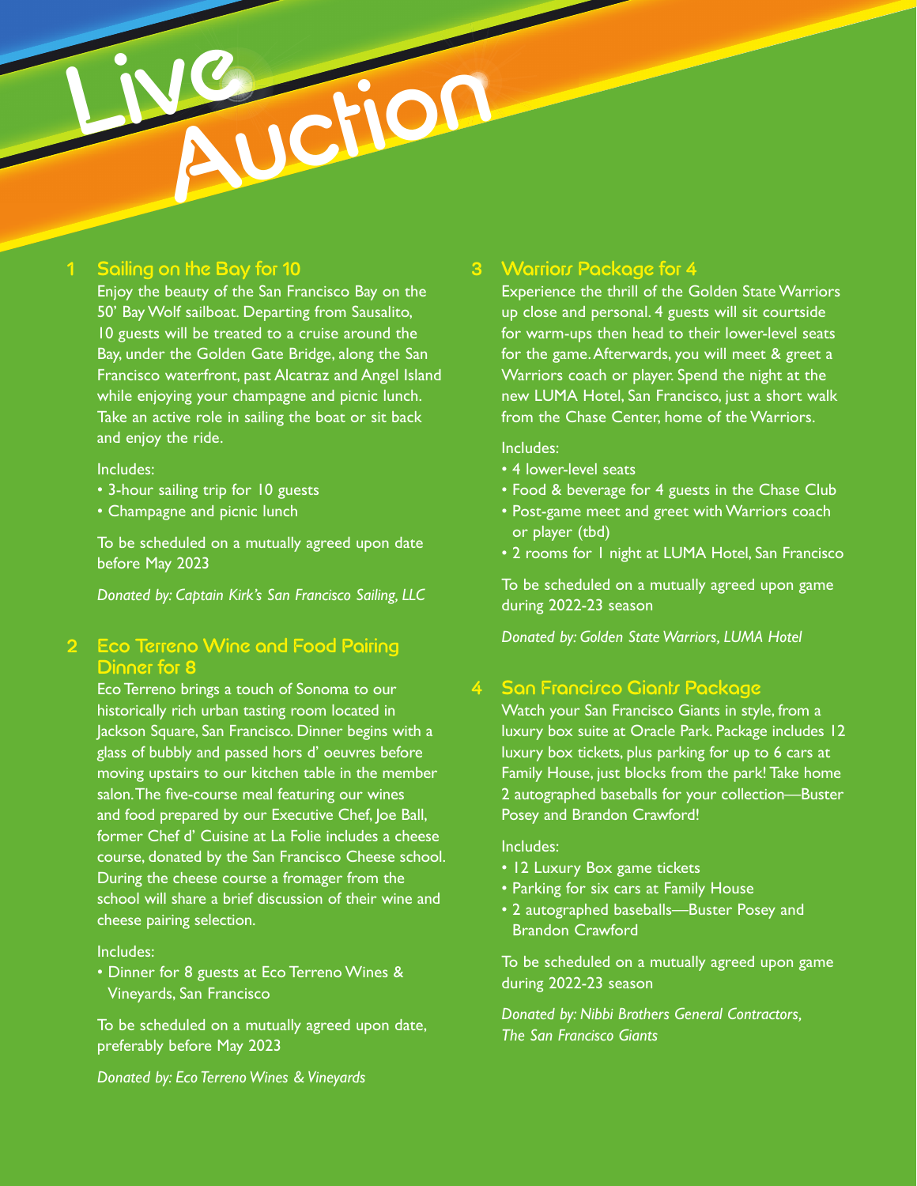# Live Auction

## 1 Sailing on the Bay for 10

Enjoy the beauty of the San Francisco Bay on the 50' Bay Wolf sailboat. Departing from Sausalito, 10 guests will be treated to a cruise around the Bay, under the Golden Gate Bridge, along the San Francisco waterfront, past Alcatraz and Angel Island while enjoying your champagne and picnic lunch. Take an active role in sailing the boat or sit back and enjoy the ride.

Includes:

- 3-hour sailing trip for 10 guests
- Champagne and picnic lunch

To be scheduled on a mutually agreed upon date before May 2023

*Donated by: Captain Kirk's San Francisco Sailing, LLC*

## 2 Eco Terreno Wine and Food Pairing Dinner for 8

Eco Terreno brings a touch of Sonoma to our historically rich urban tasting room located in Jackson Square, San Francisco. Dinner begins with a glass of bubbly and passed hors d' oeuvres before moving upstairs to our kitchen table in the member salon. The five-course meal featuring our wines and food prepared by our Executive Chef, Joe Ball, former Chef d' Cuisine at La Folie includes a cheese course, donated by the San Francisco Cheese school. During the cheese course a fromager from the school will share a brief discussion of their wine and cheese pairing selection.

Includes:

- Dinner for 8 guests at Eco Terreno Wines & Vineyards, San Francisco

To be scheduled on a mutually agreed upon date, preferably before May 2023

*Donated by: Eco Terreno Wines & Vineyards*

## 3 Warriors Package for 4

Experience the thrill of the Golden State Warriors up close and personal. 4 guests will sit courtside for warm-ups then head to their lower-level seats for the game. Afterwards, you will meet & greet a Warriors coach or player. Spend the night at the new LUMA Hotel, San Francisco, just a short walk from the Chase Center, home of the Warriors.

Includes:

- 4 lower-level seats
- Food & beverage for 4 guests in the Chase Club
- Post-game meet and greet with Warriors coach or player (tbd)
- 2 rooms for 1 night at LUMA Hotel, San Francisco

To be scheduled on a mutually agreed upon game during 2022-23 season

*Donated by: Golden State Warriors, LUMA Hotel*

## 4 San Francisco Giants Package

Watch your San Francisco Giants in style, from a luxury box suite at Oracle Park. Package includes 12 luxury box tickets, plus parking for up to 6 cars at Family House, just blocks from the park! Take home 2 autographed baseballs for your collection—Buster Posey and Brandon Crawford!

Includes:

- 12 Luxury Box game tickets
- Parking for six cars at Family House
- 2 autographed baseballs—Buster Posey and Brandon Crawford

To be scheduled on a mutually agreed upon game during 2022-23 season

*Donated by: Nibbi Brothers General Contractors, The San Francisco Giants*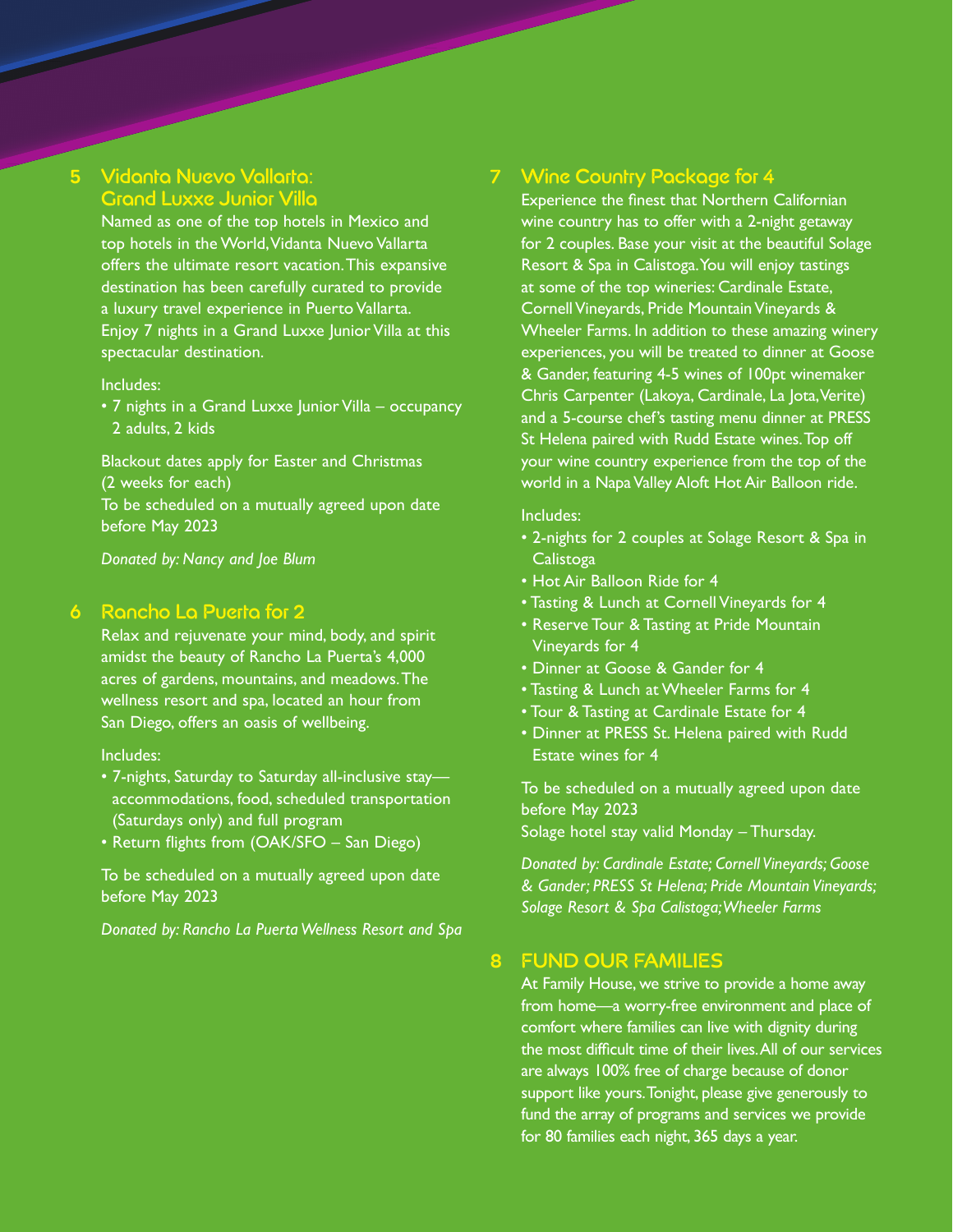## 5 Vidanta Nuevo Vallarta: Grand Luxxe Junior Villa

Named as one of the top hotels in Mexico and top hotels in the World, Vidanta Nuevo Vallarta offers the ultimate resort vacation. This expansive destination has been carefully curated to provide a luxury travel experience in Puerto Vallarta. Enjoy 7 nights in a Grand Luxxe Junior Villa at this spectacular destination.

Includes:

- 7 nights in a Grand Luxxe Junior Villa – occupancy 2 adults, 2 kids

Blackout dates apply for Easter and Christmas (2 weeks for each)
To be scheduled on a mutually agreed upon date before May 2023

*Donated by: Nancy and Joe Blum*

## 6 Rancho La Puerta for 2

Relax and rejuvenate your mind, body, and spirit amidst the beauty of Rancho La Puerta's 4,000 acres of gardens, mountains, and meadows. The wellness resort and spa, located an hour from San Diego, offers an oasis of wellbeing.

Includes:

- 7-nights, Saturday to Saturday all-inclusive stay—accommodations, food, scheduled transportation (Saturdays only) and full program
- Return flights from (OAK/SFO – San Diego)

To be scheduled on a mutually agreed upon date before May 2023

*Donated by: Rancho La Puerta Wellness Resort and Spa*

## 7 Wine Country Package for 4

Experience the finest that Northern Californian wine country has to offer with a 2-night getaway for 2 couples. Base your visit at the beautiful Solage Resort & Spa in Calistoga. You will enjoy tastings at some of the top wineries: Cardinale Estate, Cornell Vineyards, Pride Mountain Vineyards & Wheeler Farms. In addition to these amazing winery experiences, you will be treated to dinner at Goose & Gander, featuring 4-5 wines of 100pt winemaker Chris Carpenter (Lakoya, Cardinale, La Jota, Verite) and a 5-course chef's tasting menu dinner at PRESS St Helena paired with Rudd Estate wines. Top off your wine country experience from the top of the world in a Napa Valley Aloft Hot Air Balloon ride.

Includes:

- 2-nights for 2 couples at Solage Resort & Spa in Calistoga
- Hot Air Balloon Ride for 4
- Tasting & Lunch at Cornell Vineyards for 4
- Reserve Tour & Tasting at Pride Mountain Vineyards for 4
- Dinner at Goose & Gander for 4
- Tasting & Lunch at Wheeler Farms for 4
- Tour & Tasting at Cardinale Estate for 4
- Dinner at PRESS St. Helena paired with Rudd Estate wines for 4

To be scheduled on a mutually agreed upon date before May 2023
Solage hotel stay valid Monday – Thursday.

*Donated by: Cardinale Estate; Cornell Vineyards; Goose & Gander; PRESS St Helena; Pride Mountain Vineyards; Solage Resort & Spa Calistoga; Wheeler Farms*

## 8 FUND OUR FAMILIES

At Family House, we strive to provide a home away from home—a worry-free environment and place of comfort where families can live with dignity during the most difficult time of their lives. All of our services are always 100% free of charge because of donor support like yours. Tonight, please give generously to fund the array of programs and services we provide for 80 families each night, 365 days a year.